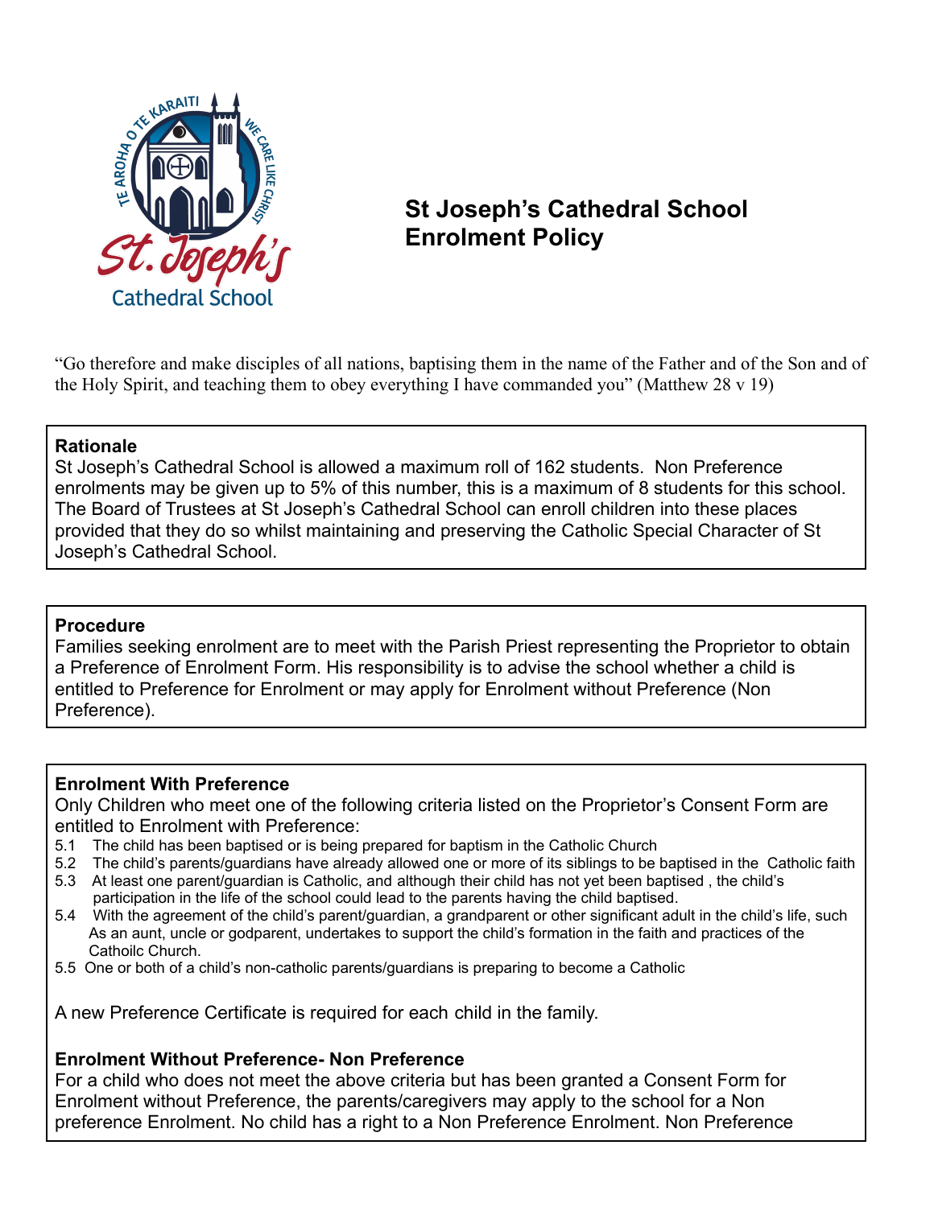# St Joseph's Cathedral School Enrolment Policy

"Go therefore and make disciples of all nations, baptising them in the name of the Father and of the Son and of the Holy Spirit, and teaching them to obey everything I have commanded you" (Matthew 28 v 19)

**Rationale**

St Joseph's Cathedral School is allowed a maximum roll of 162 students. Non Preference enrolments may be given up to 5% of this number, this is a maximum of 8 students for this school. The Board of Trustees at St Joseph's Cathedral School can enroll children into these places provided that they do so whilst maintaining and preserving the Catholic Special Character of St Joseph's Cathedral School.

**Procedure**

Families seeking enrolment are to meet with the Parish Priest representing the Proprietor to obtain a Preference of Enrolment Form. His responsibility is to advise the school whether a child is entitled to Preference for Enrolment or may apply for Enrolment without Preference (Non Preference).

**Enrolment With Preference**

Only Children who meet one of the following criteria listed on the Proprietor's Consent Form are entitled to Enrolment with Preference:

5.1 The child has been baptised or is being prepared for baptism in the Catholic Church
5.2 The child's parents/guardians have already allowed one or more of its siblings to be baptised in the Catholic faith
5.3 At least one parent/guardian is Catholic, and although their child has not yet been baptised , the child's participation in the life of the school could lead to the parents having the child baptised.
5.4 With the agreement of the child's parent/guardian, a grandparent or other significant adult in the child's life, such As an aunt, uncle or godparent, undertakes to support the child's formation in the faith and practices of the Cathoilc Church.
5.5 One or both of a child's non-catholic parents/guardians is preparing to become a Catholic

A new Preference Certificate is required for each child in the family.

**Enrolment Without Preference- Non Preference**

For a child who does not meet the above criteria but has been granted a Consent Form for Enrolment without Preference, the parents/caregivers may apply to the school for a Non preference Enrolment. No child has a right to a Non Preference Enrolment. Non Preference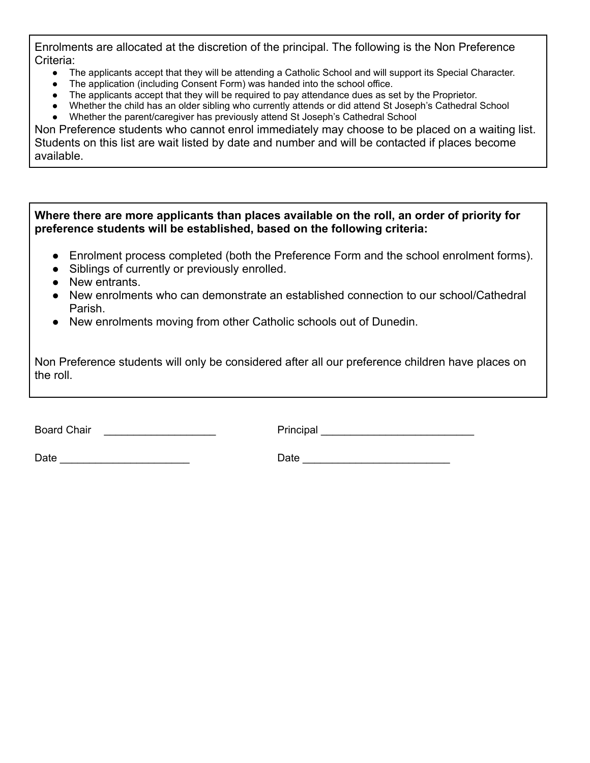Enrolments are allocated at the discretion of the principal. The following is the Non Preference Criteria:

- The applicants accept that they will be attending a Catholic School and will support its Special Character.
- The application (including Consent Form) was handed into the school office.
- The applicants accept that they will be required to pay attendance dues as set by the Proprietor.
- Whether the child has an older sibling who currently attends or did attend St Joseph's Cathedral School
- Whether the parent/caregiver has previously attend St Joseph's Cathedral School

Non Preference students who cannot enrol immediately may choose to be placed on a waiting list. Students on this list are wait listed by date and number and will be contacted if places become available.

**Where there are more applicants than places available on the roll, an order of priority for preference students will be established, based on the following criteria:**

- Enrolment process completed (both the Preference Form and the school enrolment forms).
- Siblings of currently or previously enrolled.
- New entrants.
- New enrolments who can demonstrate an established connection to our school/Cathedral Parish.
- New enrolments moving from other Catholic schools out of Dunedin.

Non Preference students will only be considered after all our preference children have places on the roll.

Board Chair ___________________ Principal __________________________

Date ______________________ Date _________________________